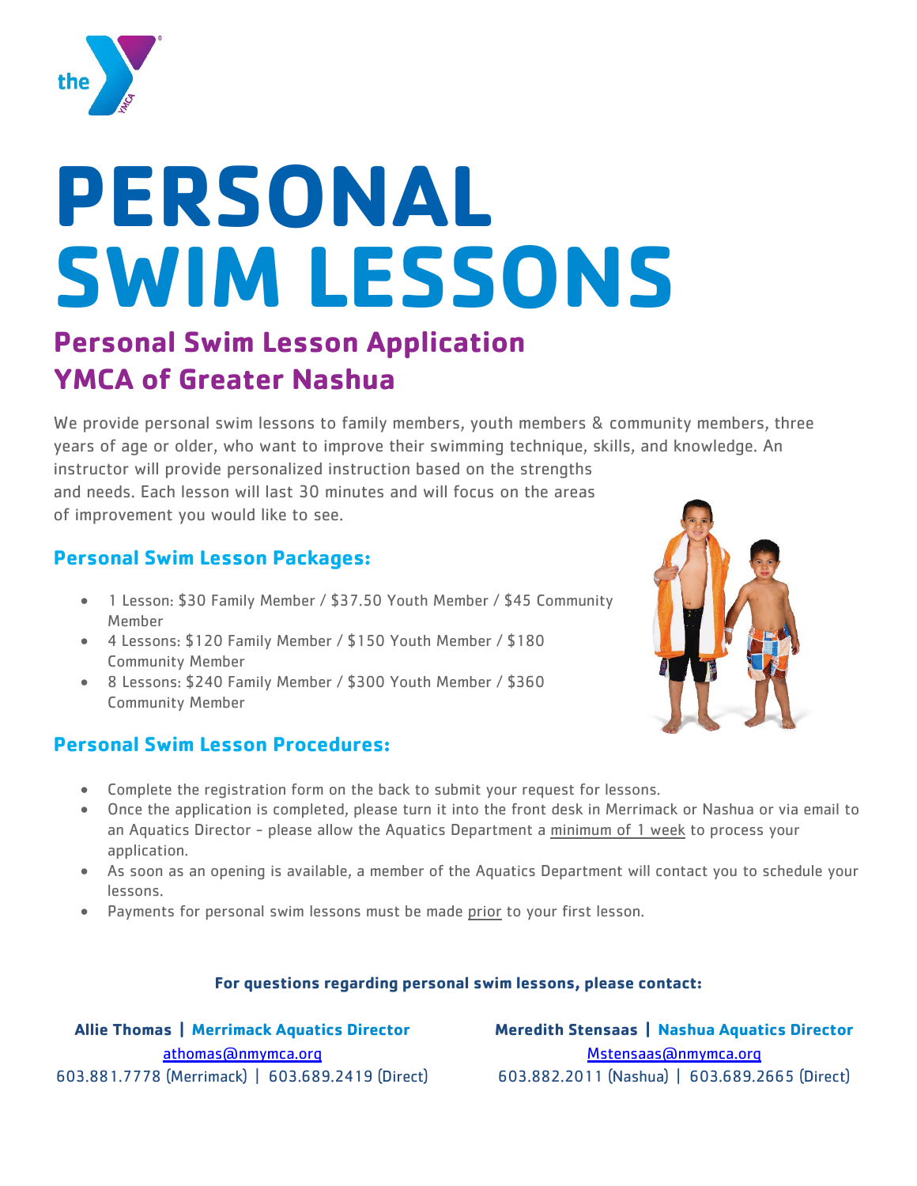# PERSONAL SWIM LESSONS

## Personal Swim Lesson Application
## YMCA of Greater Nashua

We provide personal swim lessons to family members, youth members & community members, three years of age or older, who want to improve their swimming technique, skills, and knowledge. An instructor will provide personalized instruction based on the strengths and needs. Each lesson will last 30 minutes and will focus on the areas of improvement you would like to see.

### Personal Swim Lesson Packages:

- 1 Lesson: $30 Family Member / $37.50 Youth Member / $45 Community Member
- 4 Lessons: $120 Family Member / $150 Youth Member / $180 Community Member
- 8 Lessons: $240 Family Member / $300 Youth Member / $360 Community Member

### Personal Swim Lesson Procedures:

- Complete the registration form on the back to submit your request for lessons.
- Once the application is completed, please turn it into the front desk in Merrimack or Nashua or via email to an Aquatics Director - please allow the Aquatics Department a minimum of 1 week to process your application.
- As soon as an opening is available, a member of the Aquatics Department will contact you to schedule your lessons.
- Payments for personal swim lessons must be made prior to your first lesson.

**For questions regarding personal swim lessons, please contact:**

**Allie Thomas | Merrimack Aquatics Director**
athomas@nmymca.org
603.881.7778 (Merrimack) | 603.689.2419 (Direct)

**Meredith Stensaas | Nashua Aquatics Director**
Mstensaas@nmymca.org
603.882.2011 (Nashua) | 603.689.2665 (Direct)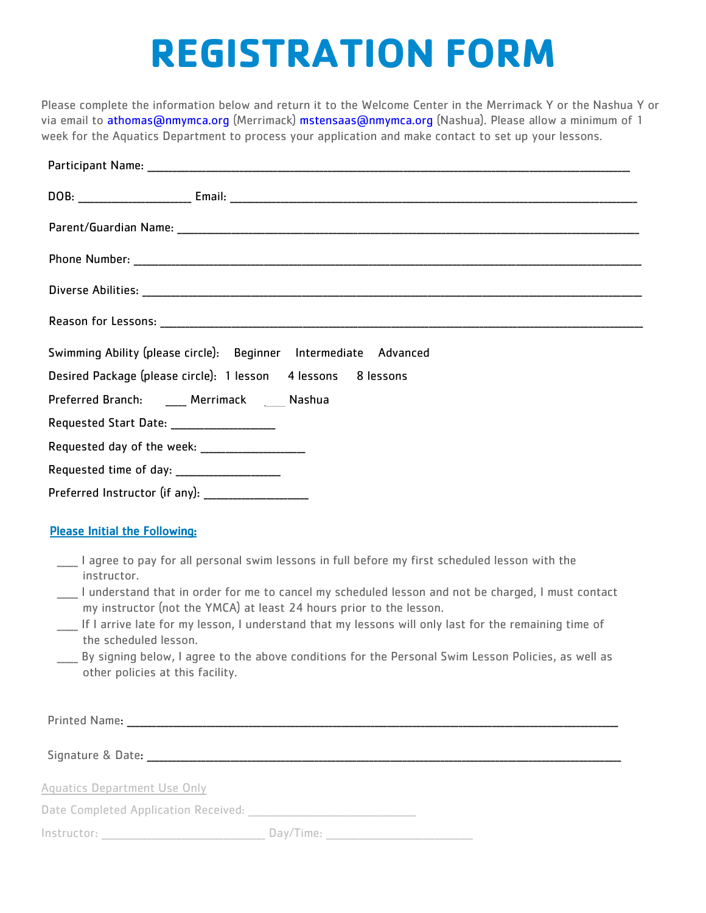# REGISTRATION FORM

Please complete the information below and return it to the Welcome Center in the Merrimack Y or the Nashua Y or via email to athomas@nmymca.org (Merrimack) mstensaas@nmymca.org (Nashua). Please allow a minimum of 1 week for the Aquatics Department to process your application and make contact to set up your lessons.

Participant Name: ______________________________________________________________________________

DOB: __________________ Email: __________________________________________________________________

Parent/Guardian Name: __________________________________________________________________________

Phone Number: ________________________________________________________________________________

Diverse Abilities: ______________________________________________________________________________

Reason for Lessons: ____________________________________________________________________________

Swimming Ability (please circle): Beginner Intermediate Advanced

Desired Package (please circle): 1 lesson 4 lessons 8 lessons

Preferred Branch: ____ Merrimack ____ Nashua

Requested Start Date: _________________

Requested day of the week: _________________

Requested time of day: _________________

Preferred Instructor (if any): _________________

**Please Initial the Following:**

____ I agree to pay for all personal swim lessons in full before my first scheduled lesson with the instructor.

____ I understand that in order for me to cancel my scheduled lesson and not be charged, I must contact my instructor (not the YMCA) at least 24 hours prior to the lesson.

____ If I arrive late for my lesson, I understand that my lessons will only last for the remaining time of the scheduled lesson.

____ By signing below, I agree to the above conditions for the Personal Swim Lesson Policies, as well as other policies at this facility.

Printed Name: ________________________________________________________________________________

Signature & Date: _____________________________________________________________________________

Aquatics Department Use Only

Date Completed Application Received: ___________________________

Instructor: ___________________________ Day/Time: ________________________